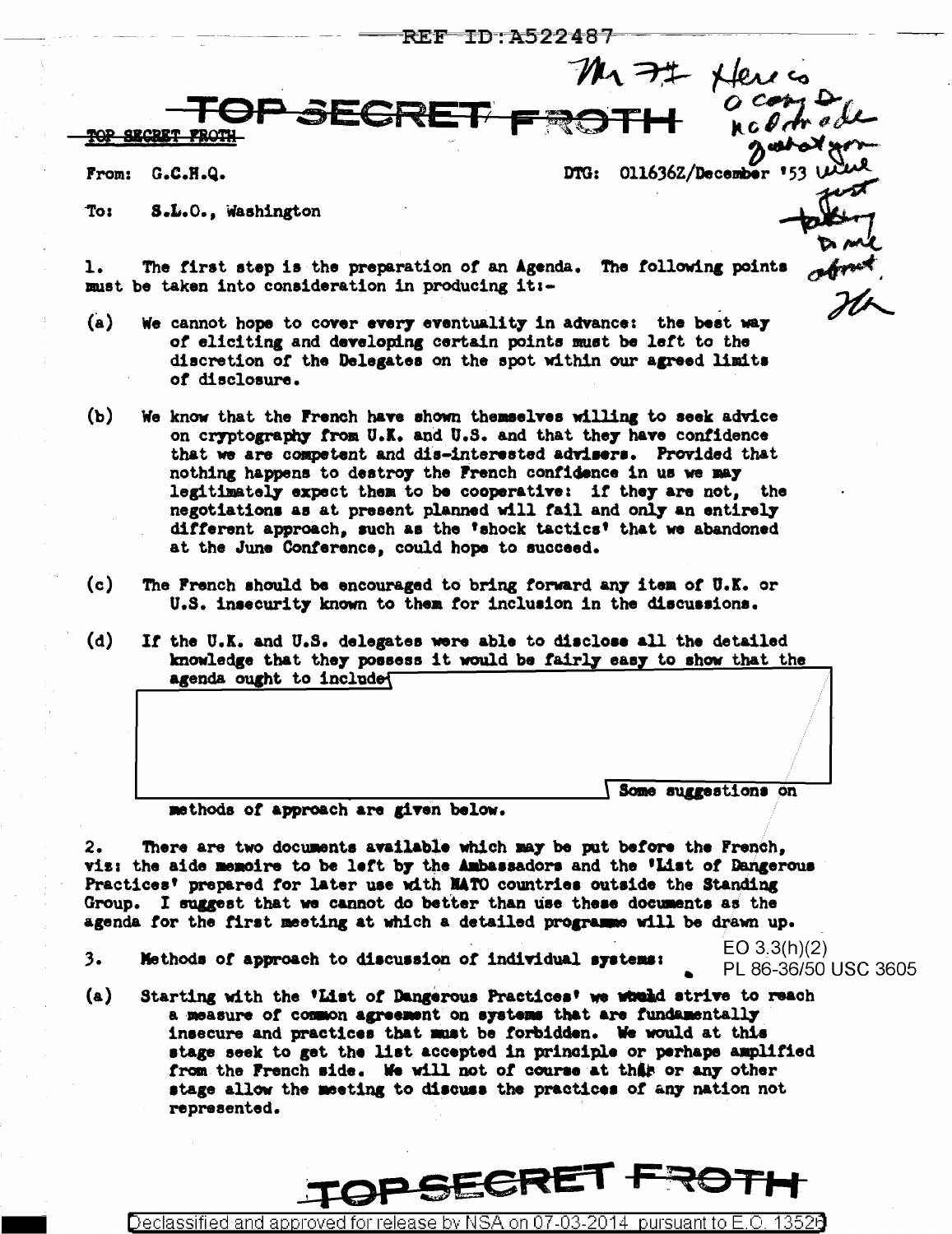REF ID:A522487

Mr F.F. Here is a copy to complete your set. We are just taking the same effort. H.

**TOP SECRET FROTH**

TOP SECRET FROTH

From: G.C.H.Q. DTG: 011636Z/December '53

To: S.L.O., Washington

1. The first step is the preparation of an Agenda. The following points must be taken into consideration in producing it:-

(a) We cannot hope to cover every eventuality in advance: the best way of eliciting and developing certain points must be left to the discretion of the Delegates on the spot within our agreed limits of disclosure.

(b) We know that the French have shown themselves willing to seek advice on cryptography from U.K. and U.S. and that they have confidence that we are competent and dis-interested advisers. Provided that nothing happens to destroy the French confidence in us we may legitimately expect them to be cooperative: if they are not, the negotiations as at present planned will fail and only an entirely different approach, such as the 'shock tactics' that we abandoned at the June Conference, could hope to succeed.

(c) The French should be encouraged to bring forward any item of U.K. or U.S. insecurity known to them for inclusion in the discussions.

(d) If the U.K. and U.S. delegates were able to disclose all the detailed knowledge that they possess it would be fairly easy to show that the agenda ought to include [REDACTED] Some suggestions on methods of approach are given below.

2. There are two documents available which may be put before the French, viz: the aide memoire to be left by the Ambassadors and the 'List of Dangerous Practices' prepared for later use with NATO countries outside the Standing Group. I suggest that we cannot do better than use these documents as the agenda for the first meeting at which a detailed programme will be drawn up.

3. Methods of approach to discussion of individual systems:

EO 3.3(h)(2)
PL 86-36/50 USC 3605

(a) Starting with the 'List of Dangerous Practices' we would strive to reach a measure of common agreement on systems that are fundamentally insecure and practices that must be forbidden. We would at this stage seek to get the list accepted in principle or perhaps amplified from the French side. We will not of course at that or any other stage allow the meeting to discuss the practices of any nation not represented.

**TOP SECRET FROTH**

Declassified and approved for release by NSA on 07-03-2014 pursuant to E.O. 13526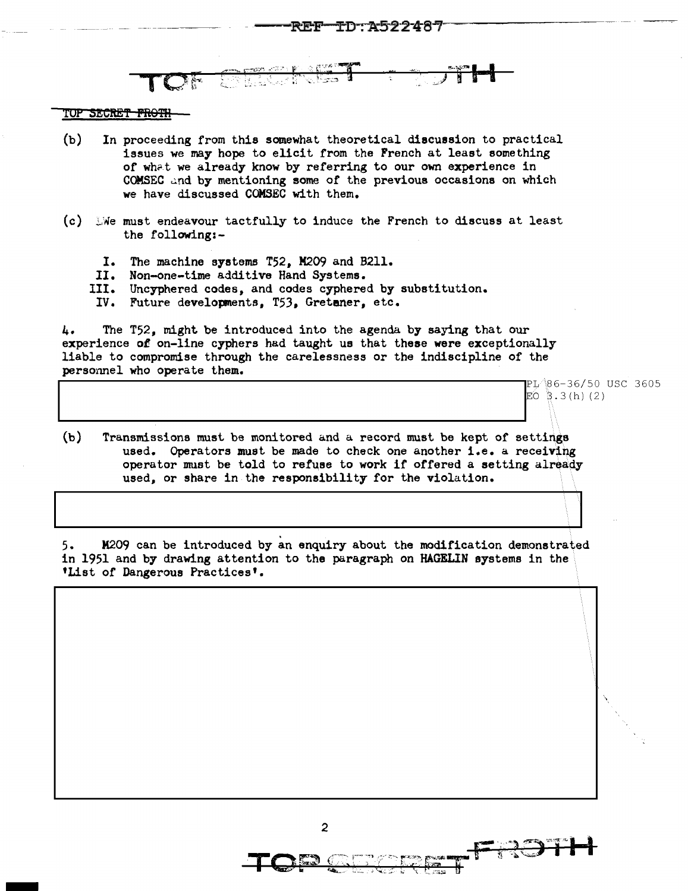TOP SECRET FROTH

(b) In proceeding from this somewhat theoretical discussion to practical issues we may hope to elicit from the French at least something of what we already know by referring to our own experience in COMSEC and by mentioning some of the previous occasions on which we have discussed COMSEC with them.

(c) We must endeavour tactfully to induce the French to discuss at least the following:-

- I. The machine systems T52, M209 and B211.
- II. Non-one-time additive Hand Systems.
- III. Uncyphered codes, and codes cyphered by substitution.
- IV. Future developments, T53, Gretener, etc.

4. The T52, might be introduced into the agenda by saying that our experience of on-line cyphers had taught us that these were exceptionally liable to compromise through the carelessness or the indiscipline of the personnel who operate them.

PL 86-36/50 USC 3605
EO 3.3(h)(2)

(b) Transmissions must be monitored and a record must be kept of settings used. Operators must be made to check one another i.e. a receiving operator must be told to refuse to work if offered a setting already used, or share in the responsibility for the violation.

5. M209 can be introduced by an enquiry about the modification demonstrated in 1951 and by drawing attention to the paragraph on HAGELIN systems in the 'List of Dangerous Practices'.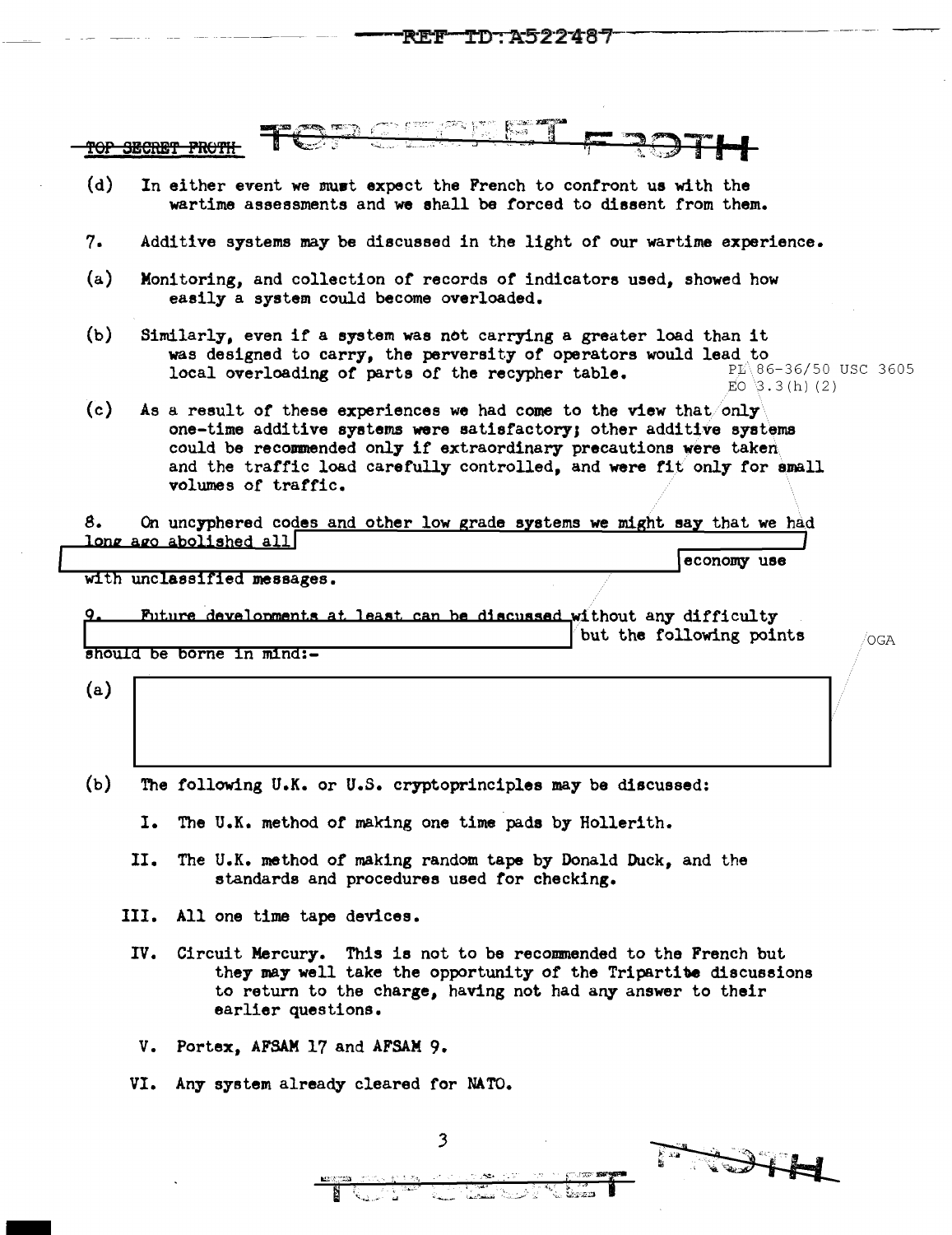(d) In either event we must expect the French to confront us with the wartime assessments and we shall be forced to dissent from them.

7. Additive systems may be discussed in the light of our wartime experience.

(a) Monitoring, and collection of records of indicators used, showed how easily a system could become overloaded.

(b) Similarly, even if a system was not carrying a greater load than it was designed to carry, the perversity of operators would lead to local overloading of parts of the recypher table.

PL 86-36/50 USC 3605
EO 3.3(h)(2)

(c) As a result of these experiences we had come to the view that only one-time additive systems were satisfactory; other additive systems could be recommended only if extraordinary precautions were taken and the traffic load carefully controlled, and were fit only for small volumes of traffic.

8. On uncyphered codes and other low grade systems we might say that we had long ago abolished all [REDACTED] economy use with unclassified messages.

9. Future developments at least can be discussed without any difficulty [REDACTED] but the following points should be borne in mind:-

OGA

(a) [REDACTED]

(b) The following U.K. or U.S. cryptoprinciples may be discussed:

I. The U.K. method of making one time pads by Hollerith.

II. The U.K. method of making random tape by Donald Duck, and the standards and procedures used for checking.

III. All one time tape devices.

IV. Circuit Mercury. This is not to be recommended to the French but they may well take the opportunity of the Tripartite discussions to return to the charge, having not had any answer to their earlier questions.

V. Portex, AFSAM 17 and AFSAM 9.

VI. Any system already cleared for NATO.